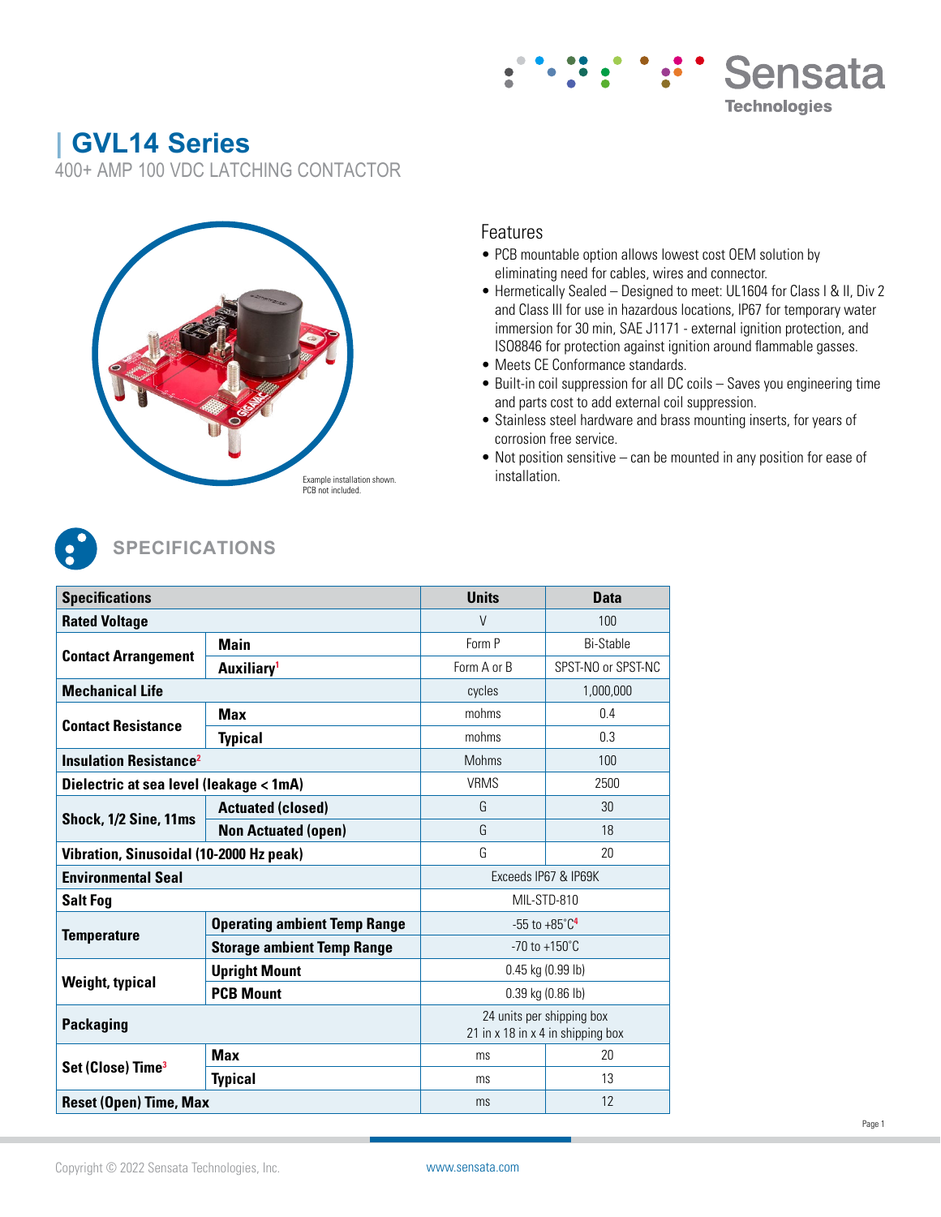# GVL14 Series

400+ AMP 100 VDC LATCHING CONTACTOR

Example installation shown.
PCB not included.

## Features

- PCB mountable option allows lowest cost OEM solution by eliminating need for cables, wires and connector.
- Hermetically Sealed – Designed to meet: UL1604 for Class I & II, Div 2 and Class III for use in hazardous locations, IP67 for temporary water immersion for 30 min, SAE J1171 - external ignition protection, and ISO8846 for protection against ignition around flammable gasses.
- Meets CE Conformance standards.
- Built-in coil suppression for all DC coils – Saves you engineering time and parts cost to add external coil suppression.
- Stainless steel hardware and brass mounting inserts, for years of corrosion free service.
- Not position sensitive – can be mounted in any position for ease of installation.

## SPECIFICATIONS

| Specifications | | Units | Data |
|---|---|---|---|
| **Rated Voltage** | | V | 100 |
| **Contact Arrangement** | **Main** | Form P | Bi-Stable |
| | **Auxiliary**[1] | Form A or B | SPST-NO or SPST-NC |
| **Mechanical Life** | | cycles | 1,000,000 |
| **Contact Resistance** | **Max** | mohms | 0.4 |
| | **Typical** | mohms | 0.3 |
| **Insulation Resistance**[2] | | Mohms | 100 |
| **Dielectric at sea level (leakage < 1mA)** | | VRMS | 2500 |
| **Shock, 1/2 Sine, 11ms** | **Actuated (closed)** | G | 30 |
| | **Non Actuated (open)** | G | 18 |
| **Vibration, Sinusoidal (10-2000 Hz peak)** | | G | 20 |
| **Environmental Seal** | | Exceeds IP67 & IP69K | |
| **Salt Fog** | | MIL-STD-810 | |
| **Temperature** | **Operating ambient Temp Range** | -55 to +85°C[4] | |
| | **Storage ambient Temp Range** | -70 to +150°C | |
| **Weight, typical** | **Upright Mount** | 0.45 kg (0.99 lb) | |
| | **PCB Mount** | 0.39 kg (0.86 lb) | |
| **Packaging** | | 24 units per shipping box 21 in x 18 in x 4 in shipping box | |
| **Set (Close) Time**[3] | **Max** | ms | 20 |
| | **Typical** | ms | 13 |
| **Reset (Open) Time, Max** | | ms | 12 |

Copyright © 2022 Sensata Technologies, Inc. www.sensata.com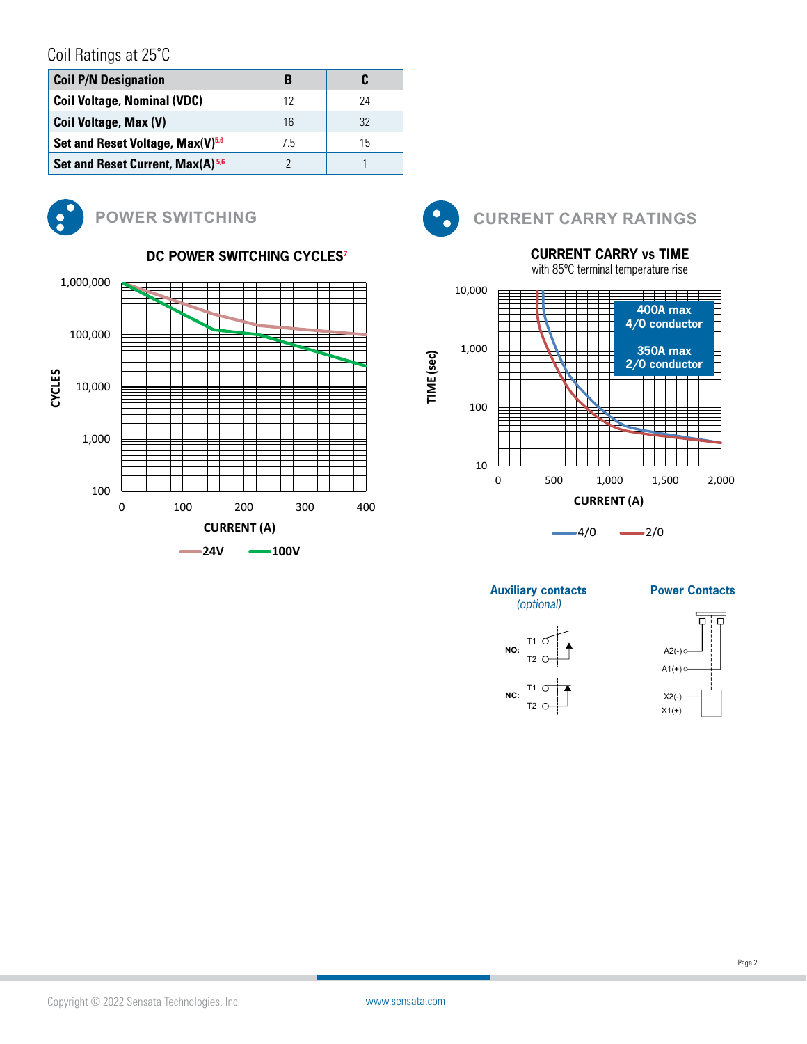## Coil Ratings at 25˚C

| Coil P/N Designation | B | C |
|---|---|---|
| Coil Voltage, Nominal (VDC) | 12 | 24 |
| Coil Voltage, Max (V) | 16 | 32 |
| Set and Reset Voltage, Max(V)[5,6] | 7.5 | 15 |
| Set and Reset Current, Max(A)[5,6] | 2 | 1 |

## POWER SWITCHING

**DC POWER SWITCHING CYCLES**[7]

CYCLES: 1,000,000; 100,000; 10,000; 1,000; 100

CURRENT (A): 0; 100; 200; 300; 400

24V — 100V

## CURRENT CARRY RATINGS

**CURRENT CARRY vs TIME**

with 85°C terminal temperature rise

TIME (sec): 10,000; 1,000; 100; 10

CURRENT (A): 0; 500; 1,000; 1,500; 2,000

**400A max**
**4/0 conductor**

**350A max**
**2/0 conductor**

4/0 — 2/0

**Auxiliary contacts**
*(optional)*

NO: T1, T2

NC: T1, T2

**Power Contacts**

A2(-)
A1(+)
X2(-)
X1(+)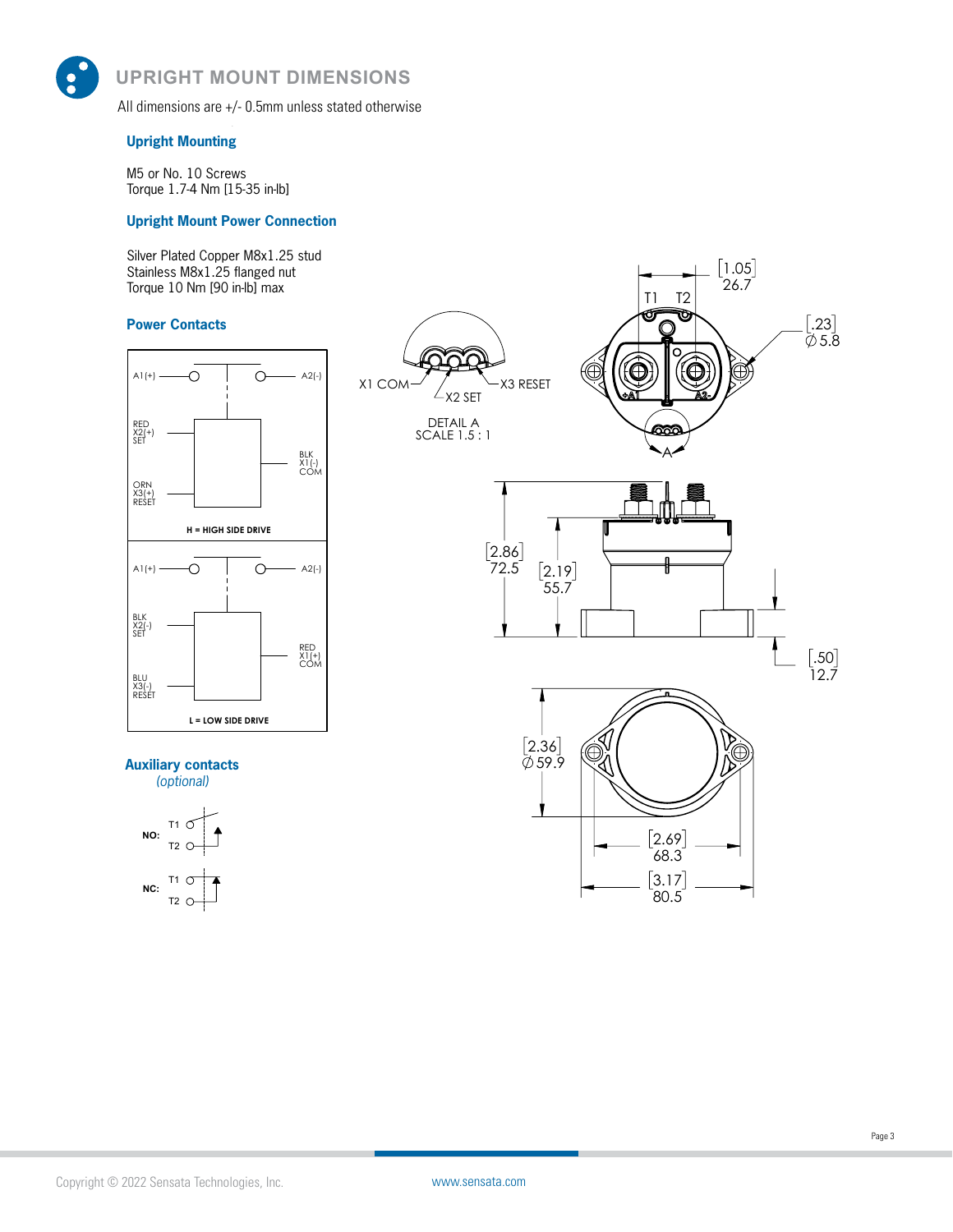## UPRIGHT MOUNT DIMENSIONS

All dimensions are +/- 0.5mm unless stated otherwise

### Upright Mounting

M5 or No. 10 Screws
Torque 1.7-4 Nm [15-35 in-lb]

### Upright Mount Power Connection

Silver Plated Copper M8x1.25 stud
Stainless M8x1.25 flanged nut
Torque 10 Nm [90 in-lb] max

### Power Contacts

A1(+) A2(-)

RED X2(+) SET

BLK X1(-) COM

ORN X3(+) RESET

**H = HIGH SIDE DRIVE**

A1(+) A2(-)

BLK X2(-) SET

RED X1(+) COM

BLU X3(-) RESET

**L = LOW SIDE DRIVE**

### Auxiliary contacts

*(optional)*

**NO:** T1 T2

**NC:** T1 T2

X1 COM X2 SET X3 RESET

DETAIL A
SCALE 1.5 : 1

T1 T2

[1.05] 26.7

[.23] ∅5.8

+A1 A2-

A

[2.86] 72.5

[2.19] 55.7

[.50] 12.7

[2.36] ∅59.9

[2.69] 68.3

[3.17] 80.5

Copyright © 2022 Sensata Technologies, Inc. www.sensata.com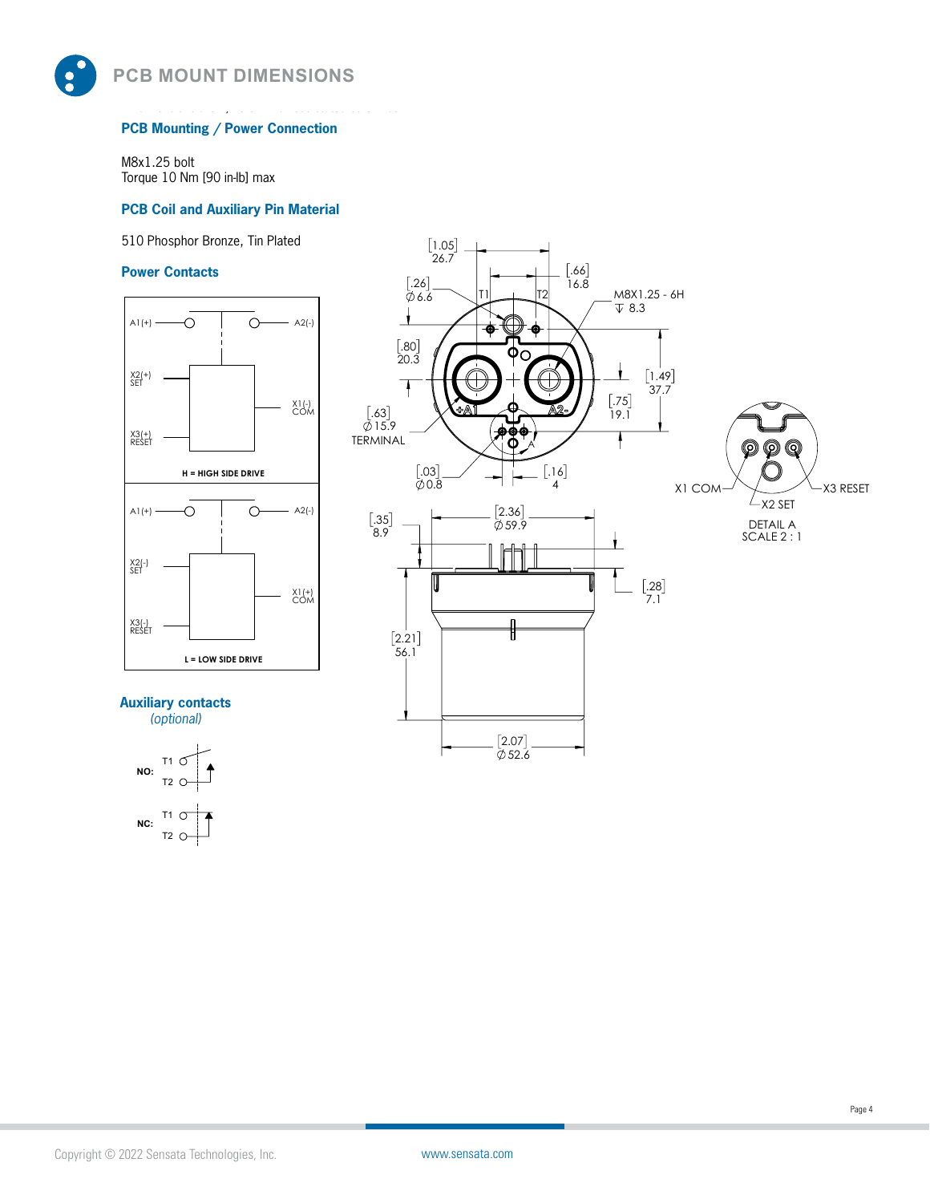# PCB MOUNT DIMENSIONS

### PCB Mounting / Power Connection

M8x1.25 bolt
Torque 10 Nm [90 in-lb] max

### PCB Coil and Auxiliary Pin Material

510 Phosphor Bronze, Tin Plated

### Power Contacts

A1(+) A2(-)
X2(+) SET
X1(-) COM
X3(+) RESET

**H = HIGH SIDE DRIVE**

A1(+) A2(-)
X2(-) SET
X1(+) COM
X3(-) RESET

**L = LOW SIDE DRIVE**

### Auxiliary contacts
*(optional)*

NO: T1 T2

NC: T1 T2

[1.05] 26.7
[.66] 16.8
[.26] ∅6.6
T1 T2
M8X1.25 - 6H ↧ 8.3
[.80] 20.3
[1.49] 37.7
[.75] 19.1
[.63] ∅15.9 TERMINAL
+A1 A2-
A
[.03] ∅0.8
[.16] 4
[.35] 8.9
[2.36] ∅59.9
[.28] 7.1
[2.21] 56.1
[2.07] ∅52.6

X1 COM, X2 SET, X3 RESET

DETAIL A
SCALE 2 : 1

Copyright © 2022 Sensata Technologies, Inc. www.sensata.com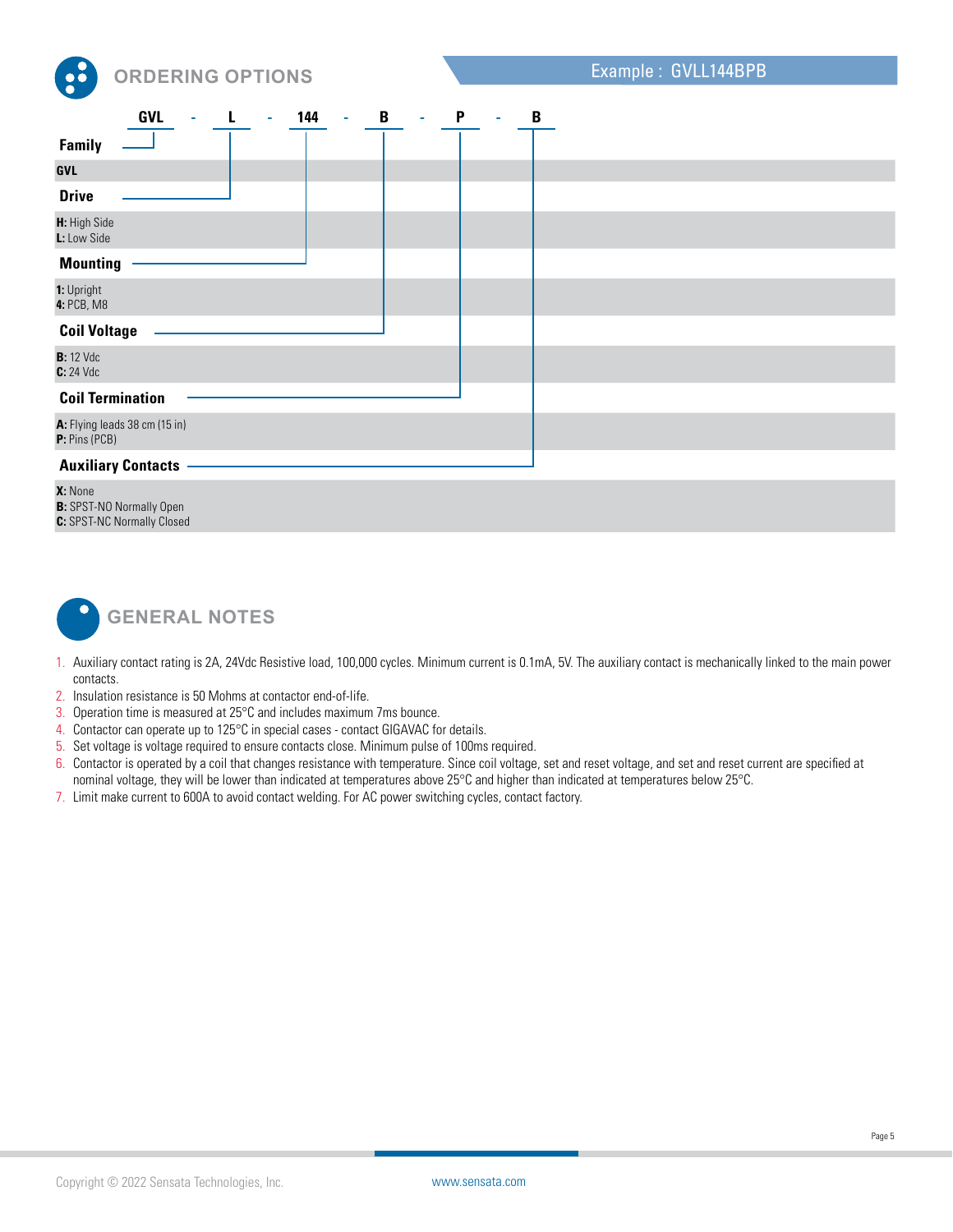## ORDERING OPTIONS

Example : GVLL144BPB

GVL - L - 144 - B - P - B

**Family**

**GVL**

**Drive**

**H:** High Side
**L:** Low Side

**Mounting**

**1:** Upright
**4:** PCB, M8

**Coil Voltage**

**B:** 12 Vdc
**C:** 24 Vdc

**Coil Termination**

**A:** Flying leads 38 cm (15 in)
**P:** Pins (PCB)

**Auxiliary Contacts**

**X:** None
**B:** SPST-NO Normally Open
**C:** SPST-NC Normally Closed

## GENERAL NOTES

1. Auxiliary contact rating is 2A, 24Vdc Resistive load, 100,000 cycles. Minimum current is 0.1mA, 5V. The auxiliary contact is mechanically linked to the main power contacts.
2. Insulation resistance is 50 Mohms at contactor end-of-life.
3. Operation time is measured at 25°C and includes maximum 7ms bounce.
4. Contactor can operate up to 125°C in special cases - contact GIGAVAC for details.
5. Set voltage is voltage required to ensure contacts close. Minimum pulse of 100ms required.
6. Contactor is operated by a coil that changes resistance with temperature. Since coil voltage, set and reset voltage, and set and reset current are specified at nominal voltage, they will be lower than indicated at temperatures above 25°C and higher than indicated at temperatures below 25°C.
7. Limit make current to 600A to avoid contact welding. For AC power switching cycles, contact factory.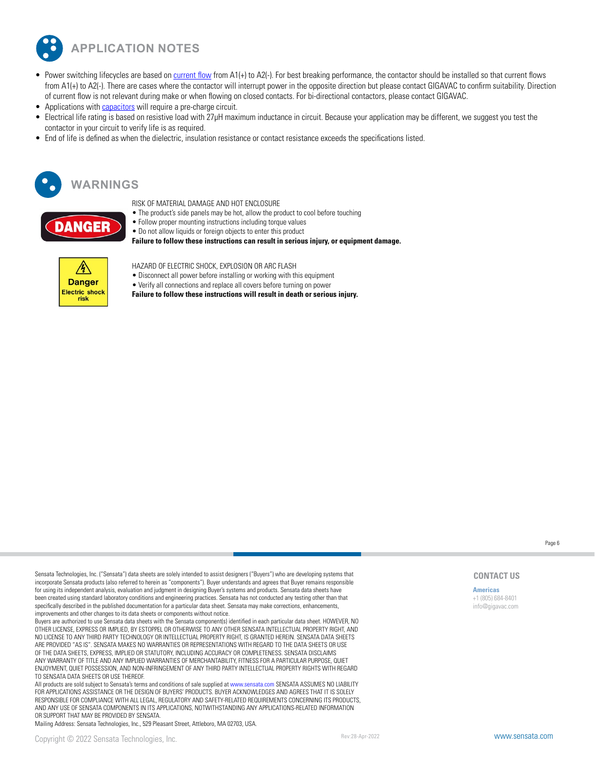## APPLICATION NOTES

- Power switching lifecycles are based on current flow from A1(+) to A2(-). For best breaking performance, the contactor should be installed so that current flows from A1(+) to A2(-). There are cases where the contactor will interrupt power in the opposite direction but please contact GIGAVAC to confirm suitability. Direction of current flow is not relevant during make or when flowing on closed contacts. For bi-directional contactors, please contact GIGAVAC.
- Applications with capacitors will require a pre-charge circuit.
- Electrical life rating is based on resistive load with 27μH maximum inductance in circuit. Because your application may be different, we suggest you test the contactor in your circuit to verify life is as required.
- End of life is defined as when the dielectric, insulation resistance or contact resistance exceeds the specifications listed.

## WARNINGS

DANGER

RISK OF MATERIAL DAMAGE AND HOT ENCLOSURE
- The product's side panels may be hot, allow the product to cool before touching
- Follow proper mounting instructions including torque values
- Do not allow liquids or foreign objects to enter this product

**Failure to follow these instructions can result in serious injury, or equipment damage.**

Danger Electric shock risk

HAZARD OF ELECTRIC SHOCK, EXPLOSION OR ARC FLASH
- Disconnect all power before installing or working with this equipment
- Verify all connections and replace all covers before turning on power

**Failure to follow these instructions will result in death or serious injury.**

Sensata Technologies, Inc. ("Sensata") data sheets are solely intended to assist designers ("Buyers") who are developing systems that incorporate Sensata products (also referred to herein as "components"). Buyer understands and agrees that Buyer remains responsible for using its independent analysis, evaluation and judgment in designing Buyer's systems and products. Sensata data sheets have been created using standard laboratory conditions and engineering practices. Sensata has not conducted any testing other than that specifically described in the published documentation for a particular data sheet. Sensata may make corrections, enhancements, improvements and other changes to its data sheets or components without notice.
Buyers are authorized to use Sensata data sheets with the Sensata component(s) identified in each particular data sheet. HOWEVER, NO OTHER LICENSE, EXPRESS OR IMPLIED, BY ESTOPPEL OR OTHERWISE TO ANY OTHER SENSATA INTELLECTUAL PROPERTY RIGHT, AND NO LICENSE TO ANY THIRD PARTY TECHNOLOGY OR INTELLECTUAL PROPERTY RIGHT, IS GRANTED HEREIN. SENSATA DATA SHEETS ARE PROVIDED "AS IS". SENSATA MAKES NO WARRANTIES OR REPRESENTATIONS WITH REGARD TO THE DATA SHEETS OR USE OF THE DATA SHEETS, EXPRESS, IMPLIED OR STATUTORY, INCLUDING ACCURACY OR COMPLETENESS. SENSATA DISCLAIMS ANY WARRANTY OF TITLE AND ANY IMPLIED WARRANTIES OF MERCHANTABILITY, FITNESS FOR A PARTICULAR PURPOSE, QUIET ENJOYMENT, QUIET POSSESSION, AND NON-INFRINGEMENT OF ANY THIRD PARTY INTELLECTUAL PROPERTY RIGHTS WITH REGARD TO SENSATA DATA SHEETS OR USE THEREOF.
All products are sold subject to Sensata's terms and conditions of sale supplied at www.sensata.com SENSATA ASSUMES NO LIABILITY FOR APPLICATIONS ASSISTANCE OR THE DESIGN OF BUYERS' PRODUCTS. BUYER ACKNOWLEDGES AND AGREES THAT IT IS SOLELY RESPONSIBLE FOR COMPLIANCE WITH ALL LEGAL, REGULATORY AND SAFETY-RELATED REQUIREMENTS CONCERNING ITS PRODUCTS, AND ANY USE OF SENSATA COMPONENTS IN ITS APPLICATIONS, NOTWITHSTANDING ANY APPLICATIONS-RELATED INFORMATION OR SUPPORT THAT MAY BE PROVIDED BY SENSATA.
Mailing Address: Sensata Technologies, Inc., 529 Pleasant Street, Attleboro, MA 02703, USA.

### CONTACT US

**Americas**
+1 (805) 684-8401
info@gigavac.com

Copyright © 2022 Sensata Technologies, Inc.

Rev:28-Apr-2022

www.sensata.com